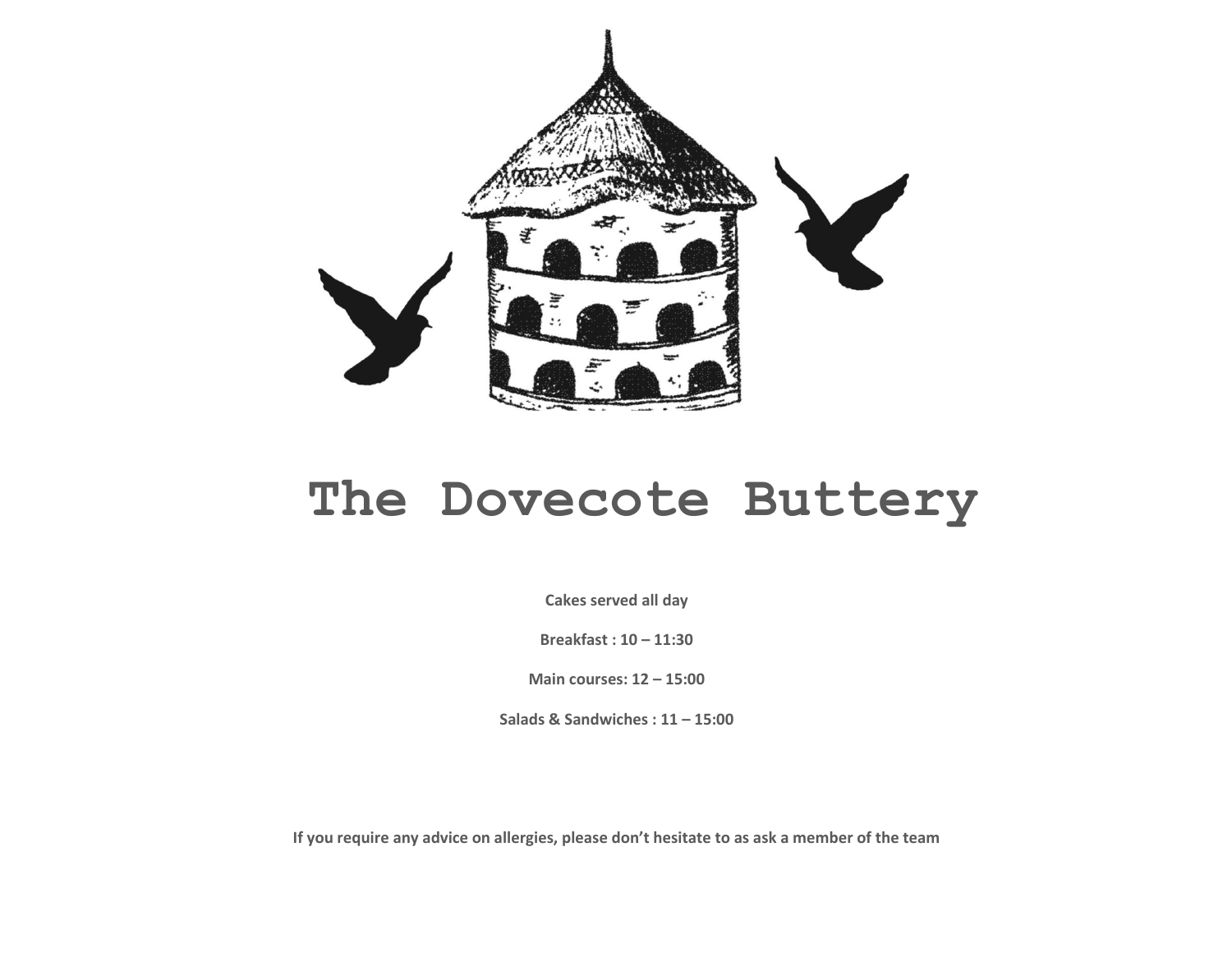# The Dovecote Buttery

**Cakes served all day**

**Breakfast : 10 – 11:30**

**Main courses: 12 – 15:00**

**Salads & Sandwiches : 11 – 15:00**

**If you require any advice on allergies, please don't hesitate to as ask a member of the team**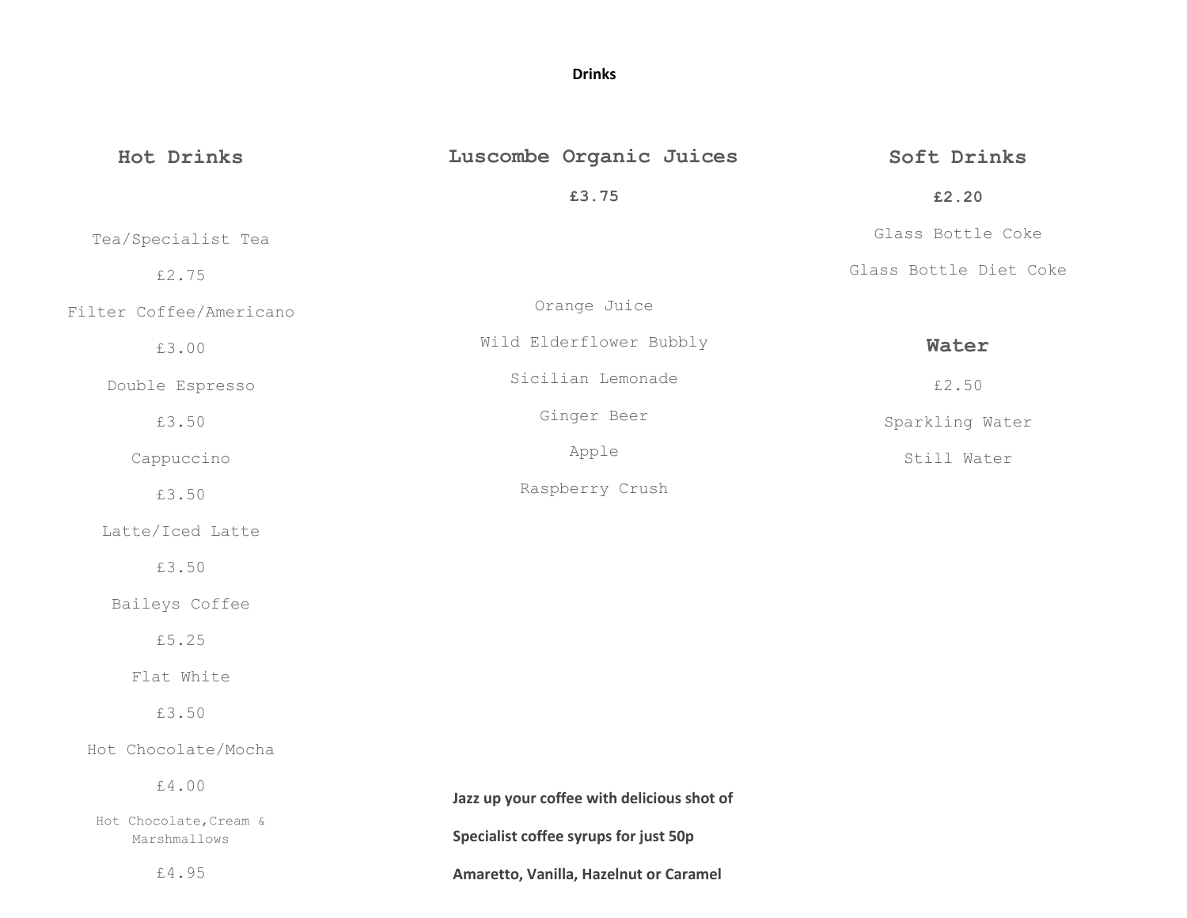# Drinks

## Hot Drinks

Tea/Specialist Tea

£2.75

Filter Coffee/Americano

£3.00

Double Espresso

£3.50

Cappuccino

£3.50

Latte/Iced Latte

£3.50

Baileys Coffee

£5.25

Flat White

£3.50

Hot Chocolate/Mocha

£4.00

Hot Chocolate,Cream & Marshmallows

£4.95

## Luscombe Organic Juices

**£3.75**

Orange Juice

Wild Elderflower Bubbly

Sicilian Lemonade

Ginger Beer

Apple

Raspberry Crush

**Jazz up your coffee with delicious shot of**

**Specialist coffee syrups for just 50p**

**Amaretto, Vanilla, Hazelnut or Caramel**

## Soft Drinks

**£2.20**

Glass Bottle Coke

Glass Bottle Diet Coke

## Water

£2.50

Sparkling Water

Still Water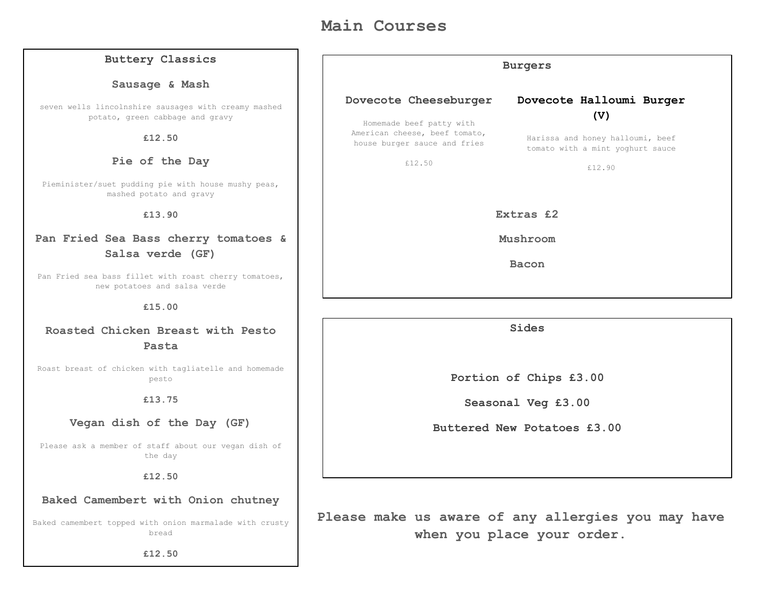# Main Courses

## Buttery Classics

### Sausage & Mash

seven wells lincolnshire sausages with creamy mashed potato, green cabbage and gravy

**£12.50**

### Pie of the Day

Pieminister/suet pudding pie with house mushy peas, mashed potato and gravy

**£13.90**

### Pan Fried Sea Bass cherry tomatoes & Salsa verde (GF)

Pan Fried sea bass fillet with roast cherry tomatoes, new potatoes and salsa verde

**£15.00**

### Roasted Chicken Breast with Pesto Pasta

Roast breast of chicken with tagliatelle and homemade pesto

**£13.75**

### Vegan dish of the Day (GF)

Please ask a member of staff about our vegan dish of the day

**£12.50**

### Baked Camembert with Onion chutney

Baked camembert topped with onion marmalade with crusty bread

**£12.50**

## Burgers

### Dovecote Cheeseburger

Homemade beef patty with American cheese, beef tomato, house burger sauce and fries

£12.50

### Dovecote Halloumi Burger (V)

Harissa and honey halloumi, beef tomato with a mint yoghurt sauce

£12.90

**Extras £2**

**Mushroom**

**Bacon**

## Sides

**Portion of Chips £3.00**

**Seasonal Veg £3.00**

**Buttered New Potatoes £3.00**

**Please make us aware of any allergies you may have when you place your order.**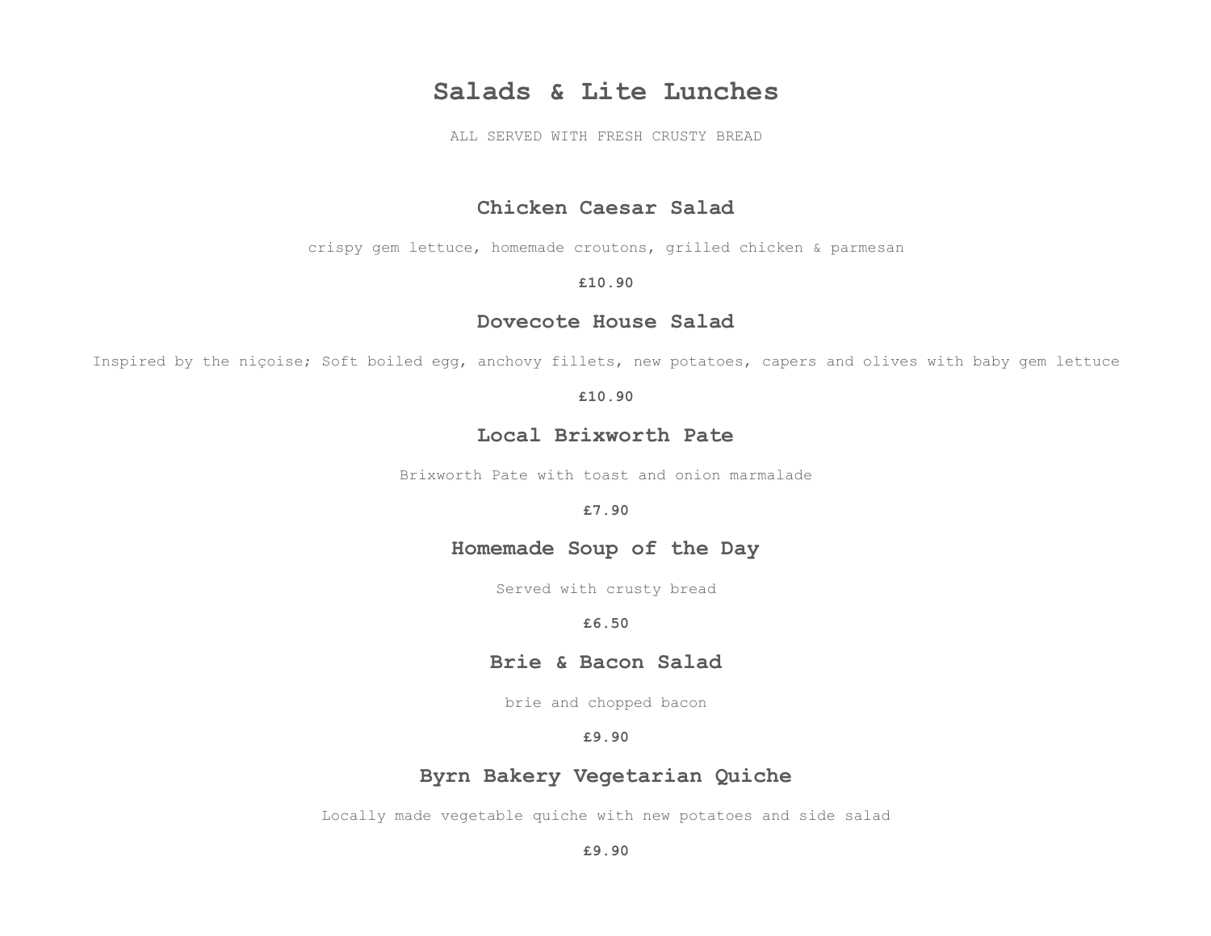# Salads & Lite Lunches

ALL SERVED WITH FRESH CRUSTY BREAD

## Chicken Caesar Salad

crispy gem lettuce, homemade croutons, grilled chicken & parmesan

**£10.90**

## Dovecote House Salad

Inspired by the niçoise; Soft boiled egg, anchovy fillets, new potatoes, capers and olives with baby gem lettuce

**£10.90**

## Local Brixworth Pate

Brixworth Pate with toast and onion marmalade

**£7.90**

## Homemade Soup of the Day

Served with crusty bread

**£6.50**

## Brie & Bacon Salad

brie and chopped bacon

**£9.90**

## Byrn Bakery Vegetarian Quiche

Locally made vegetable quiche with new potatoes and side salad

**£9.90**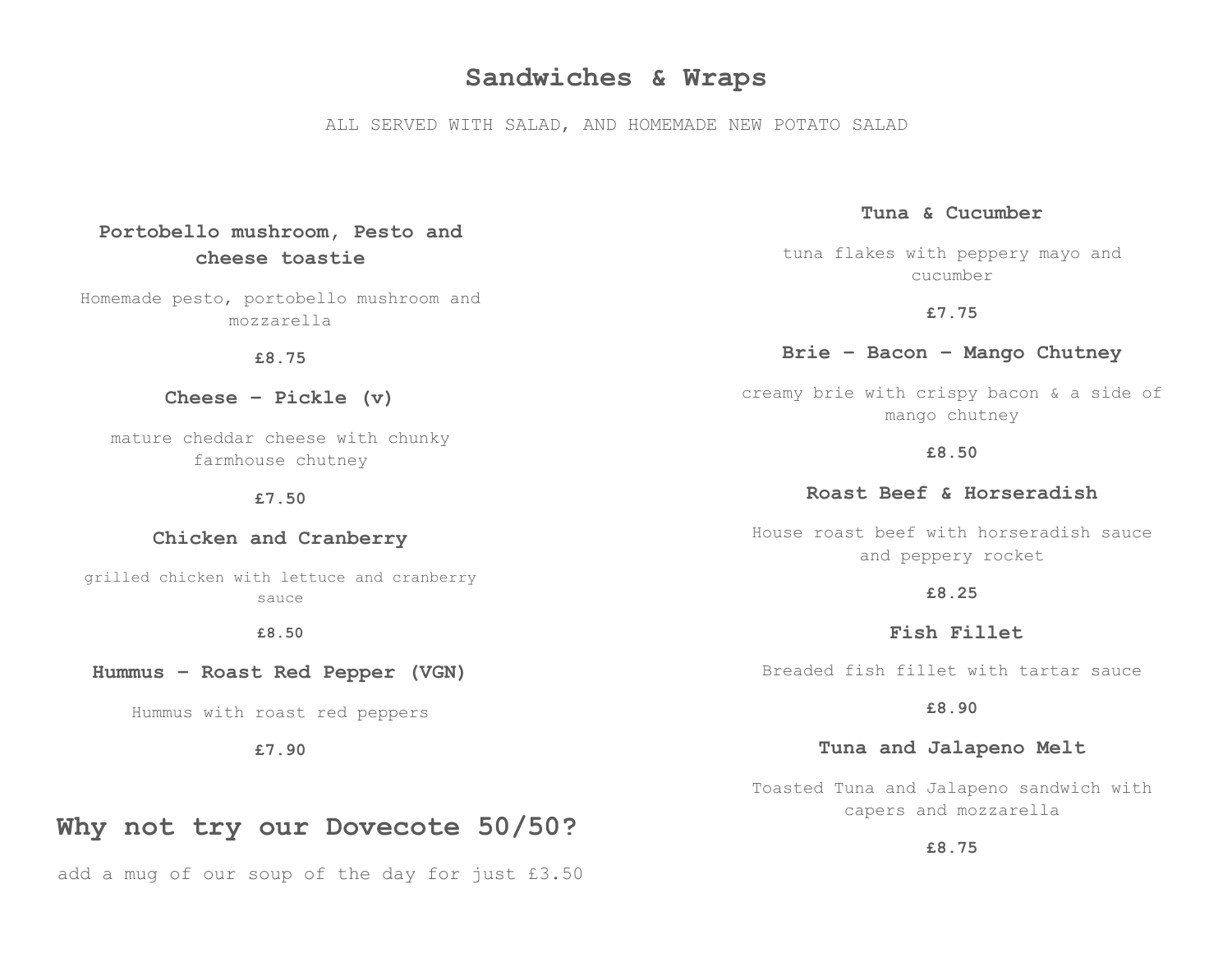# Sandwiches & Wraps

ALL SERVED WITH SALAD, AND HOMEMADE NEW POTATO SALAD

### Portobello mushroom, Pesto and cheese toastie

Homemade pesto, portobello mushroom and mozzarella

**£8.75**

### Cheese – Pickle (v)

mature cheddar cheese with chunky farmhouse chutney

**£7.50**

### Chicken and Cranberry

grilled chicken with lettuce and cranberry sauce

**£8.50**

### Hummus – Roast Red Pepper (VGN)

Hummus with roast red peppers

**£7.90**

## Why not try our Dovecote 50/50?

add a mug of our soup of the day for just £3.50

### Tuna & Cucumber

tuna flakes with peppery mayo and cucumber

**£7.75**

### Brie – Bacon – Mango Chutney

creamy brie with crispy bacon & a side of mango chutney

**£8.50**

### Roast Beef & Horseradish

House roast beef with horseradish sauce and peppery rocket

**£8.25**

### Fish Fillet

Breaded fish fillet with tartar sauce

**£8.90**

### Tuna and Jalapeno Melt

Toasted Tuna and Jalapeno sandwich with capers and mozzarella

**£8.75**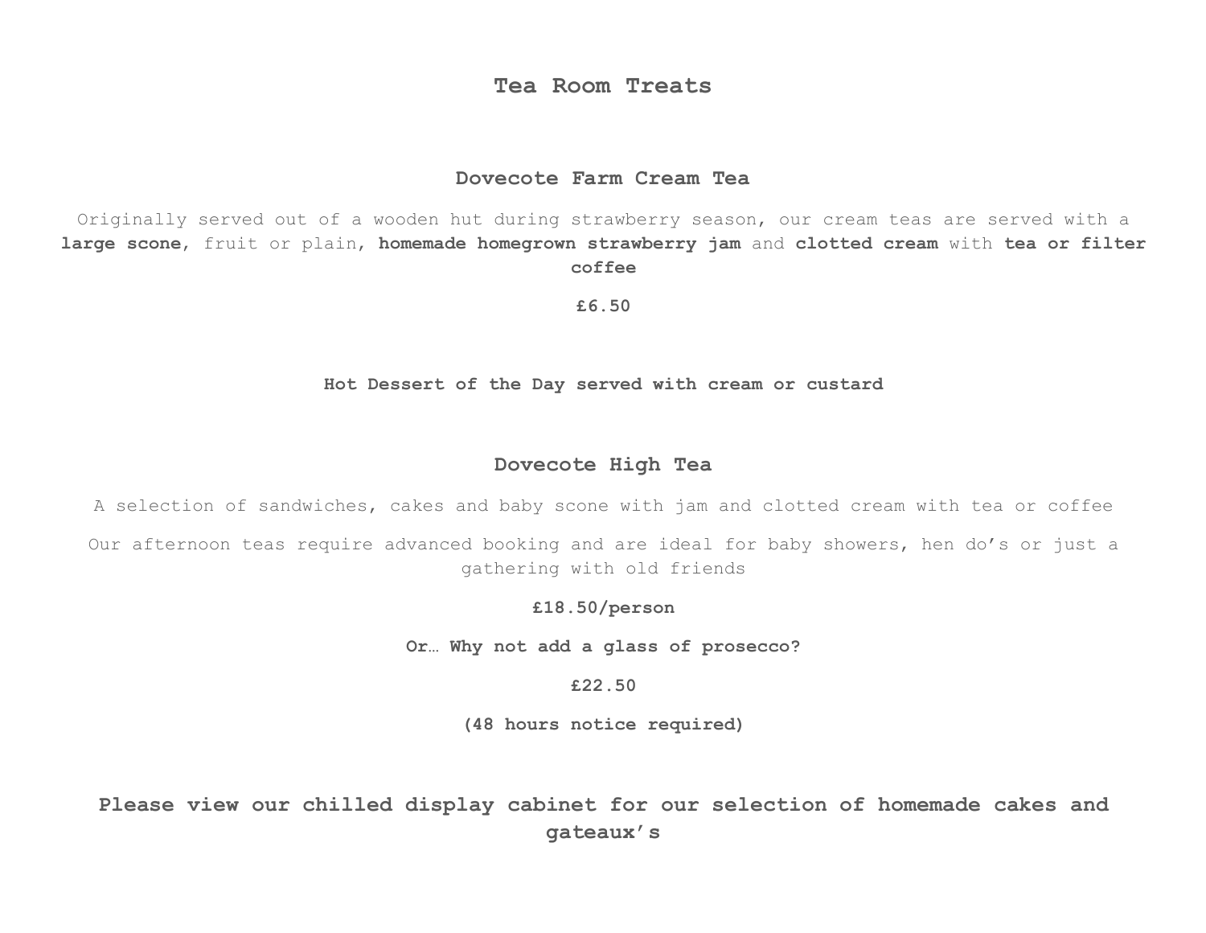# Tea Room Treats

## Dovecote Farm Cream Tea

Originally served out of a wooden hut during strawberry season, our cream teas are served with a **large scone**, fruit or plain, **homemade homegrown strawberry jam** and **clotted cream** with **tea or filter coffee**

**£6.50**

**Hot Dessert of the Day served with cream or custard**

## Dovecote High Tea

A selection of sandwiches, cakes and baby scone with jam and clotted cream with tea or coffee

Our afternoon teas require advanced booking and are ideal for baby showers, hen do's or just a gathering with old friends

**£18.50/person**

**Or… Why not add a glass of prosecco?**

**£22.50**

**(48 hours notice required)**

**Please view our chilled display cabinet for our selection of homemade cakes and gateaux's**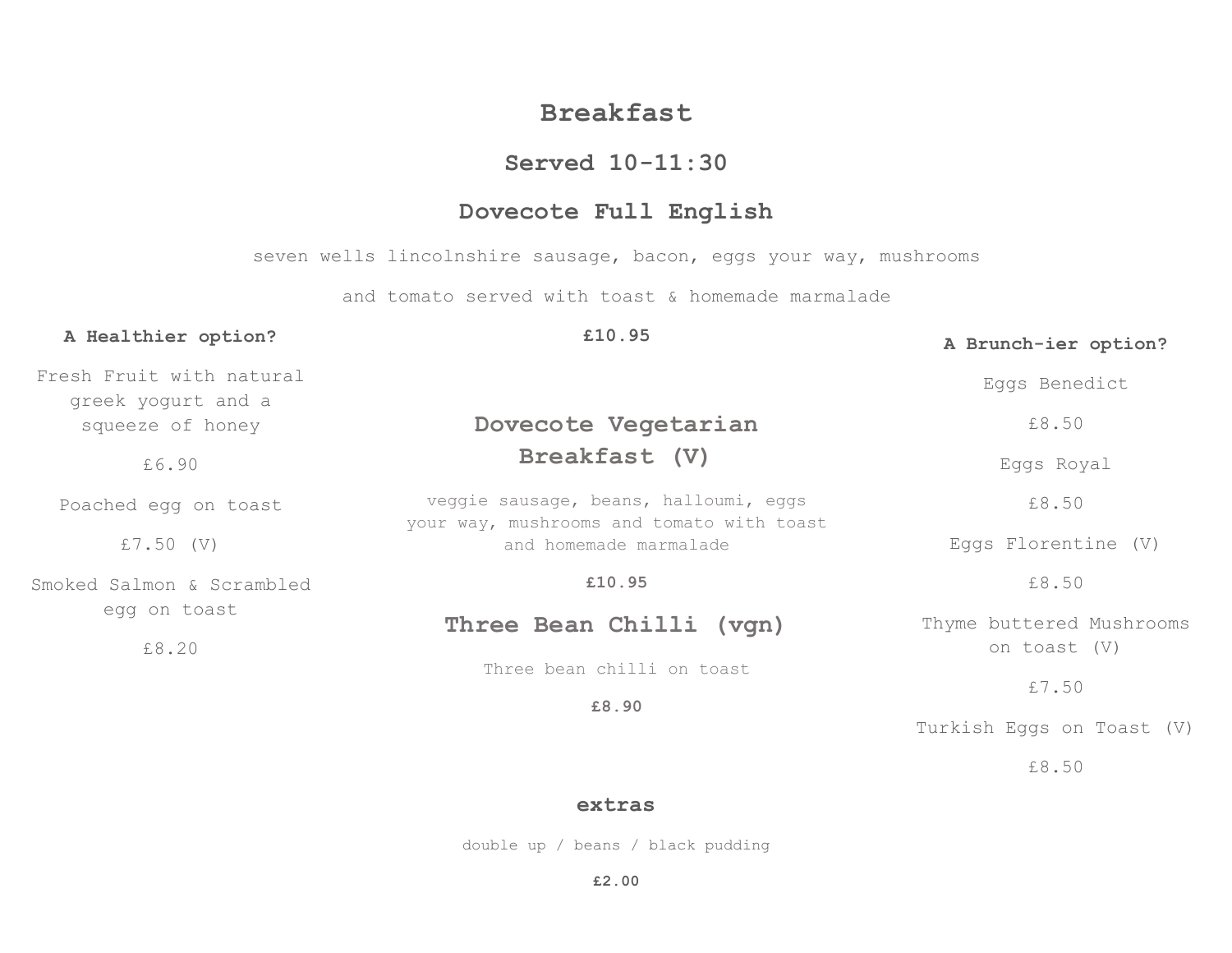# Breakfast

## Served 10-11:30

## Dovecote Full English

seven wells lincolnshire sausage, bacon, eggs your way, mushrooms

and tomato served with toast & homemade marmalade

**£10.95**

## Dovecote Vegetarian Breakfast (V)

veggie sausage, beans, halloumi, eggs your way, mushrooms and tomato with toast and homemade marmalade

**£10.95**

## Three Bean Chilli (vgn)

Three bean chilli on toast

**£8.90**

### A Healthier option?

Fresh Fruit with natural greek yogurt and a squeeze of honey

£6.90

Poached egg on toast

£7.50 (V)

Smoked Salmon & Scrambled egg on toast

£8.20

### A Brunch-ier option?

Eggs Benedict

£8.50

Eggs Royal

£8.50

Eggs Florentine (V)

£8.50

Thyme buttered Mushrooms on toast (V)

£7.50

Turkish Eggs on Toast (V)

£8.50

### extras

double up / beans / black pudding

**£2.00**